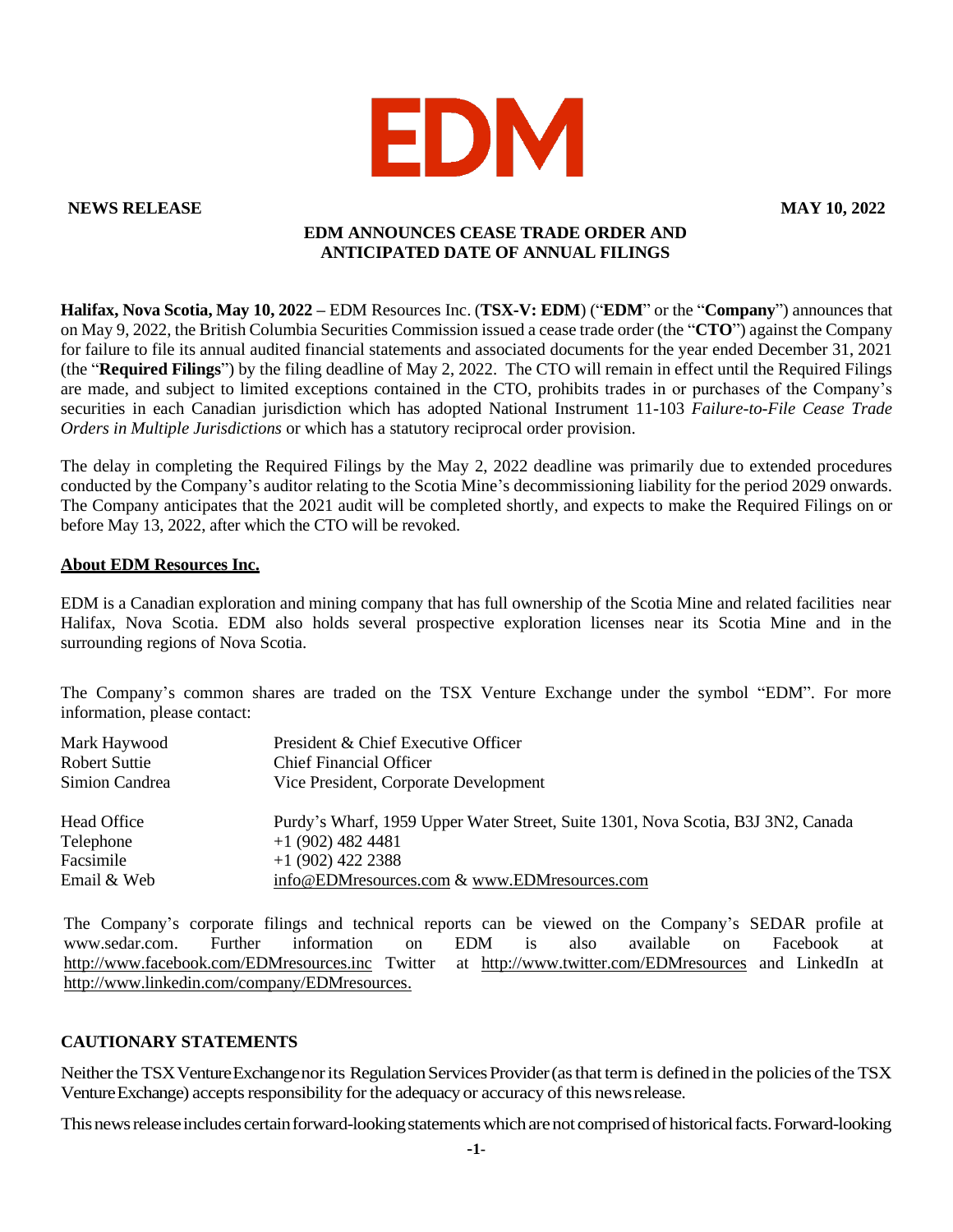EDM

**NEWS RELEASE** **MAY 10, 2022**

## EDM ANNOUNCES CEASE TRADE ORDER AND ANTICIPATED DATE OF ANNUAL FILINGS

**Halifax, Nova Scotia, May 10, 2022 –** EDM Resources Inc. (**TSX-V: EDM**) ("**EDM**" or the "**Company**") announces that on May 9, 2022, the British Columbia Securities Commission issued a cease trade order (the "**CTO**") against the Company for failure to file its annual audited financial statements and associated documents for the year ended December 31, 2021 (the "**Required Filings**") by the filing deadline of May 2, 2022. The CTO will remain in effect until the Required Filings are made, and subject to limited exceptions contained in the CTO, prohibits trades in or purchases of the Company's securities in each Canadian jurisdiction which has adopted National Instrument 11-103 *Failure-to-File Cease Trade Orders in Multiple Jurisdictions* or which has a statutory reciprocal order provision.

The delay in completing the Required Filings by the May 2, 2022 deadline was primarily due to extended procedures conducted by the Company's auditor relating to the Scotia Mine's decommissioning liability for the period 2029 onwards. The Company anticipates that the 2021 audit will be completed shortly, and expects to make the Required Filings on or before May 13, 2022, after which the CTO will be revoked.

### About EDM Resources Inc.

EDM is a Canadian exploration and mining company that has full ownership of the Scotia Mine and related facilities near Halifax, Nova Scotia. EDM also holds several prospective exploration licenses near its Scotia Mine and in the surrounding regions of Nova Scotia.

The Company's common shares are traded on the TSX Venture Exchange under the symbol "EDM". For more information, please contact:

| | |
|---|---|
| Mark Haywood | President & Chief Executive Officer |
| Robert Suttie | Chief Financial Officer |
| Simion Candrea | Vice President, Corporate Development |
| | |
| Head Office | Purdy's Wharf, 1959 Upper Water Street, Suite 1301, Nova Scotia, B3J 3N2, Canada |
| Telephone | +1 (902) 482 4481 |
| Facsimile | +1 (902) 422 2388 |
| Email & Web | info@EDMresources.com & www.EDMresources.com |

The Company's corporate filings and technical reports can be viewed on the Company's SEDAR profile at www.sedar.com. Further information on EDM is also available on Facebook at http://www.facebook.com/EDMresources.inc Twitter at http://www.twitter.com/EDMresources and LinkedIn at http://www.linkedin.com/company/EDMresources.

### CAUTIONARY STATEMENTS

Neither the TSX Venture Exchange nor its Regulation Services Provider (as that term is defined in the policies of the TSX Venture Exchange) accepts responsibility for the adequacy or accuracy of this news release.

This news release includes certain forward-looking statements which are not comprised of historical facts. Forward-looking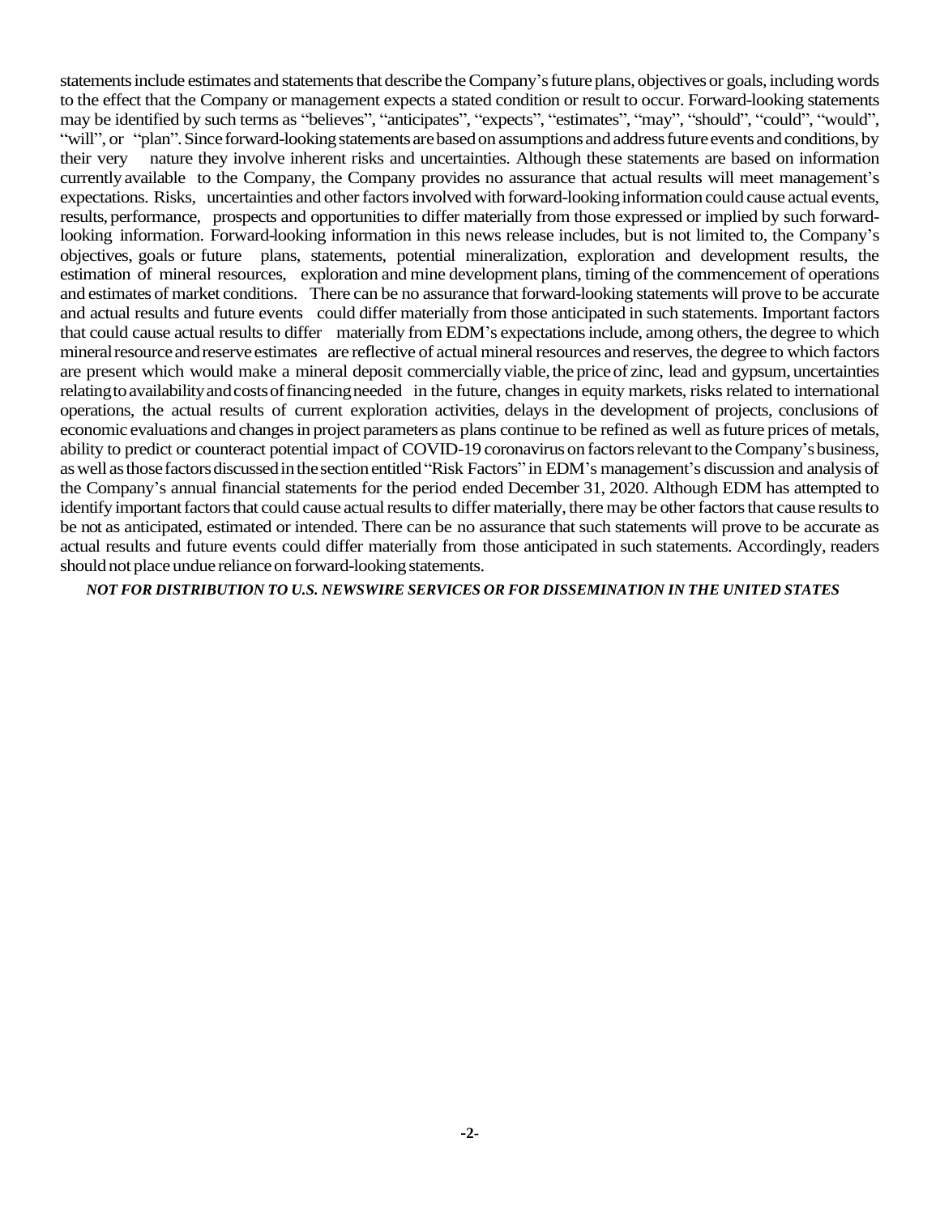statements include estimates and statements that describe the Company's future plans, objectives or goals, including words to the effect that the Company or management expects a stated condition or result to occur. Forward-looking statements may be identified by such terms as "believes", "anticipates", "expects", "estimates", "may", "should", "could", "would", "will", or "plan". Since forward-looking statements are based on assumptions and address future events and conditions, by their very nature they involve inherent risks and uncertainties. Although these statements are based on information currently available to the Company, the Company provides no assurance that actual results will meet management's expectations. Risks, uncertainties and other factors involved with forward-looking information could cause actual events, results, performance, prospects and opportunities to differ materially from those expressed or implied by such forward-looking information. Forward-looking information in this news release includes, but is not limited to, the Company's objectives, goals or future plans, statements, potential mineralization, exploration and development results, the estimation of mineral resources, exploration and mine development plans, timing of the commencement of operations and estimates of market conditions. There can be no assurance that forward-looking statements will prove to be accurate and actual results and future events could differ materially from those anticipated in such statements. Important factors that could cause actual results to differ materially from EDM's expectations include, among others, the degree to which mineral resource and reserve estimates are reflective of actual mineral resources and reserves, the degree to which factors are present which would make a mineral deposit commercially viable, the price of zinc, lead and gypsum, uncertainties relating to availability and costs of financing needed in the future, changes in equity markets, risks related to international operations, the actual results of current exploration activities, delays in the development of projects, conclusions of economic evaluations and changes in project parameters as plans continue to be refined as well as future prices of metals, ability to predict or counteract potential impact of COVID-19 coronavirus on factors relevant to the Company's business, as well as those factors discussed in the section entitled "Risk Factors" in EDM's management's discussion and analysis of the Company's annual financial statements for the period ended December 31, 2020. Although EDM has attempted to identify important factors that could cause actual results to differ materially, there may be other factors that cause results to be not as anticipated, estimated or intended. There can be no assurance that such statements will prove to be accurate as actual results and future events could differ materially from those anticipated in such statements. Accordingly, readers should not place undue reliance on forward-looking statements.

***NOT FOR DISTRIBUTION TO U.S. NEWSWIRE SERVICES OR FOR DISSEMINATION IN THE UNITED STATES***